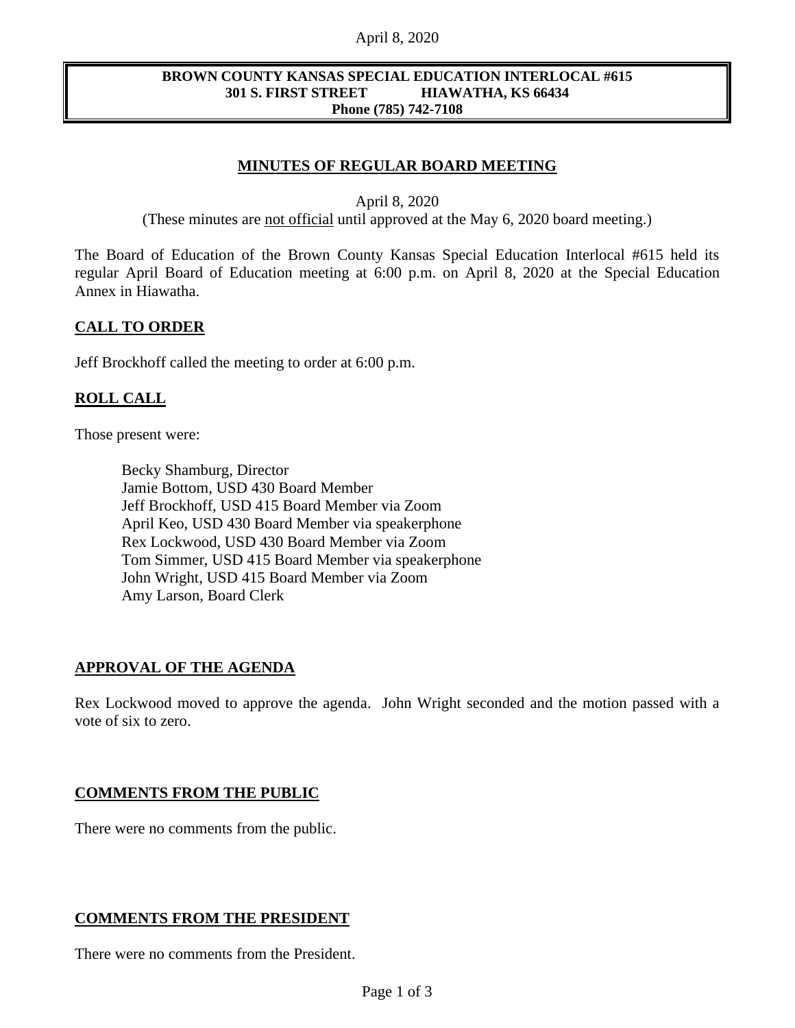**BROWN COUNTY KANSAS SPECIAL EDUCATION INTERLOCAL #615**
**301 S. FIRST STREET HIAWATHA, KS 66434**
**Phone (785) 742-7108**

# MINUTES OF REGULAR BOARD MEETING

April 8, 2020
(These minutes are not official until approved at the May 6, 2020 board meeting.)

The Board of Education of the Brown County Kansas Special Education Interlocal #615 held its regular April Board of Education meeting at 6:00 p.m. on April 8, 2020 at the Special Education Annex in Hiawatha.

## CALL TO ORDER

Jeff Brockhoff called the meeting to order at 6:00 p.m.

## ROLL CALL

Those present were:

Becky Shamburg, Director
Jamie Bottom, USD 430 Board Member
Jeff Brockhoff, USD 415 Board Member via Zoom
April Keo, USD 430 Board Member via speakerphone
Rex Lockwood, USD 430 Board Member via Zoom
Tom Simmer, USD 415 Board Member via speakerphone
John Wright, USD 415 Board Member via Zoom
Amy Larson, Board Clerk

## APPROVAL OF THE AGENDA

Rex Lockwood moved to approve the agenda. John Wright seconded and the motion passed with a vote of six to zero.

## COMMENTS FROM THE PUBLIC

There were no comments from the public.

## COMMENTS FROM THE PRESIDENT

There were no comments from the President.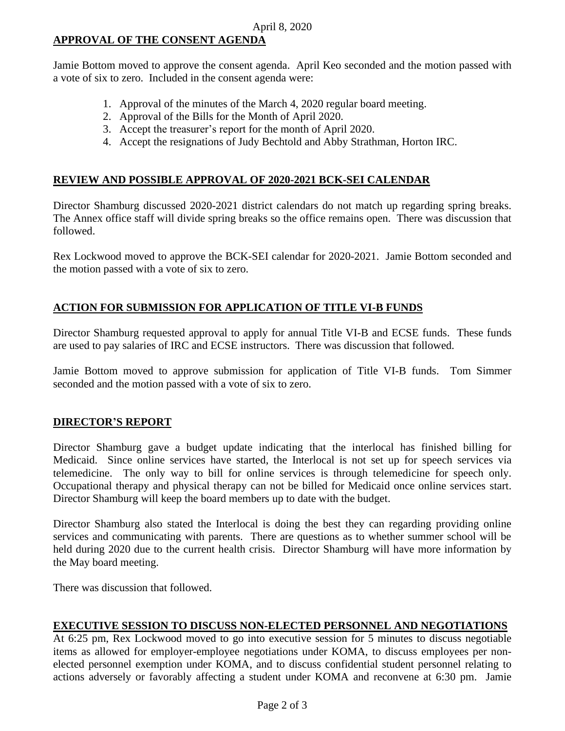## APPROVAL OF THE CONSENT AGENDA

Jamie Bottom moved to approve the consent agenda. April Keo seconded and the motion passed with a vote of six to zero. Included in the consent agenda were:

1. Approval of the minutes of the March 4, 2020 regular board meeting.
2. Approval of the Bills for the Month of April 2020.
3. Accept the treasurer's report for the month of April 2020.
4. Accept the resignations of Judy Bechtold and Abby Strathman, Horton IRC.

## REVIEW AND POSSIBLE APPROVAL OF 2020-2021 BCK-SEI CALENDAR

Director Shamburg discussed 2020-2021 district calendars do not match up regarding spring breaks. The Annex office staff will divide spring breaks so the office remains open. There was discussion that followed.

Rex Lockwood moved to approve the BCK-SEI calendar for 2020-2021. Jamie Bottom seconded and the motion passed with a vote of six to zero.

## ACTION FOR SUBMISSION FOR APPLICATION OF TITLE VI-B FUNDS

Director Shamburg requested approval to apply for annual Title VI-B and ECSE funds. These funds are used to pay salaries of IRC and ECSE instructors. There was discussion that followed.

Jamie Bottom moved to approve submission for application of Title VI-B funds. Tom Simmer seconded and the motion passed with a vote of six to zero.

## DIRECTOR'S REPORT

Director Shamburg gave a budget update indicating that the interlocal has finished billing for Medicaid. Since online services have started, the Interlocal is not set up for speech services via telemedicine. The only way to bill for online services is through telemedicine for speech only. Occupational therapy and physical therapy can not be billed for Medicaid once online services start. Director Shamburg will keep the board members up to date with the budget.

Director Shamburg also stated the Interlocal is doing the best they can regarding providing online services and communicating with parents. There are questions as to whether summer school will be held during 2020 due to the current health crisis. Director Shamburg will have more information by the May board meeting.

There was discussion that followed.

## EXECUTIVE SESSION TO DISCUSS NON-ELECTED PERSONNEL AND NEGOTIATIONS

At 6:25 pm, Rex Lockwood moved to go into executive session for 5 minutes to discuss negotiable items as allowed for employer-employee negotiations under KOMA, to discuss employees per non-elected personnel exemption under KOMA, and to discuss confidential student personnel relating to actions adversely or favorably affecting a student under KOMA and reconvene at 6:30 pm. Jamie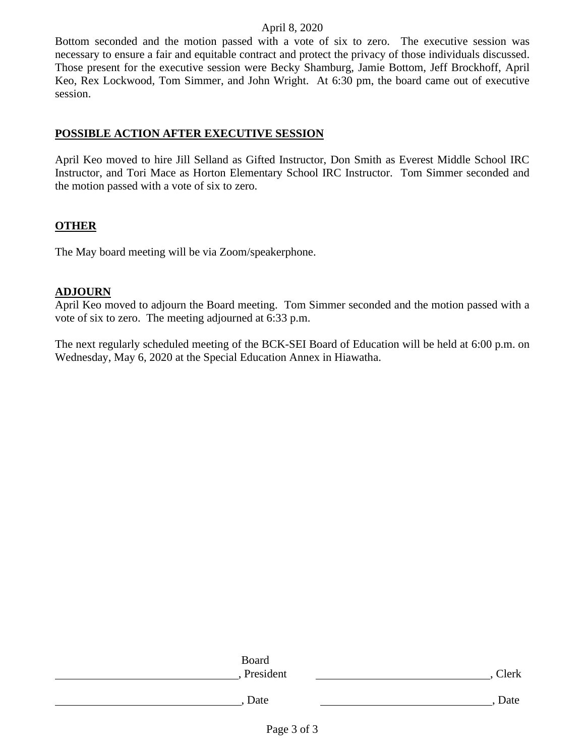Bottom seconded and the motion passed with a vote of six to zero. The executive session was necessary to ensure a fair and equitable contract and protect the privacy of those individuals discussed. Those present for the executive session were Becky Shamburg, Jamie Bottom, Jeff Brockhoff, April Keo, Rex Lockwood, Tom Simmer, and John Wright. At 6:30 pm, the board came out of executive session.

**POSSIBLE ACTION AFTER EXECUTIVE SESSION**

April Keo moved to hire Jill Selland as Gifted Instructor, Don Smith as Everest Middle School IRC Instructor, and Tori Mace as Horton Elementary School IRC Instructor. Tom Simmer seconded and the motion passed with a vote of six to zero.

**OTHER**

The May board meeting will be via Zoom/speakerphone.

**ADJOURN**

April Keo moved to adjourn the Board meeting. Tom Simmer seconded and the motion passed with a vote of six to zero. The meeting adjourned at 6:33 p.m.

The next regularly scheduled meeting of the BCK-SEI Board of Education will be held at 6:00 p.m. on Wednesday, May 6, 2020 at the Special Education Annex in Hiawatha.

\_\_\_\_\_\_\_\_\_\_\_\_\_\_\_\_\_\_\_\_\_\_\_\_\_\_\_\_\_\_, Board President        \_\_\_\_\_\_\_\_\_\_\_\_\_\_\_\_\_\_\_\_\_\_\_\_\_\_\_\_\_\_, Clerk

\_\_\_\_\_\_\_\_\_\_\_\_\_\_\_\_\_\_\_\_\_\_\_\_\_\_\_\_\_\_, Date        \_\_\_\_\_\_\_\_\_\_\_\_\_\_\_\_\_\_\_\_\_\_\_\_\_\_\_\_\_\_, Date